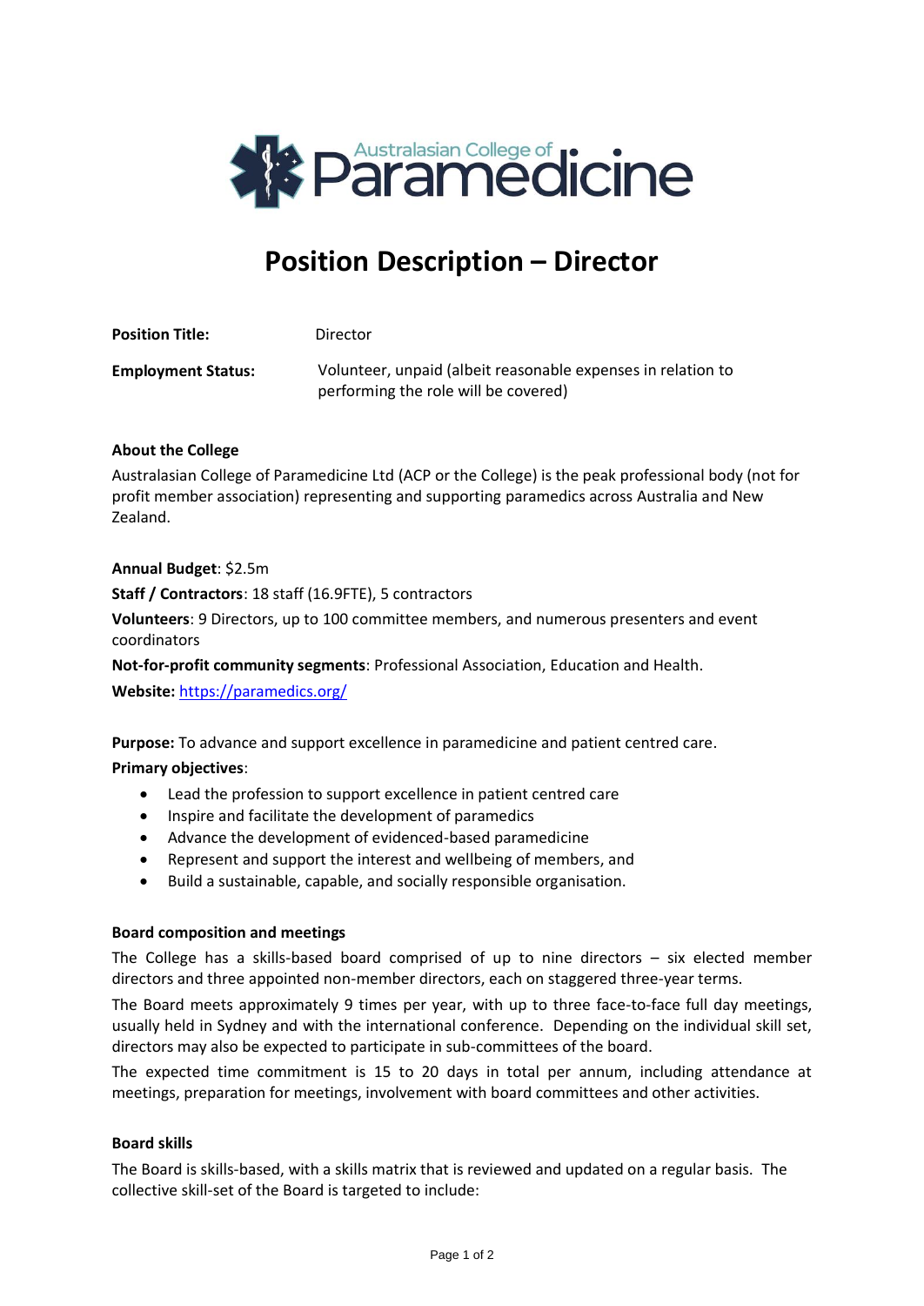# Position Description – Director

**Position Title:** Director

**Employment Status:** Volunteer, unpaid (albeit reasonable expenses in relation to performing the role will be covered)

**About the College**

Australasian College of Paramedicine Ltd (ACP or the College) is the peak professional body (not for profit member association) representing and supporting paramedics across Australia and New Zealand.

**Annual Budget**: $2.5m

**Staff / Contractors**: 18 staff (16.9FTE), 5 contractors

**Volunteers**: 9 Directors, up to 100 committee members, and numerous presenters and event coordinators

**Not-for-profit community segments**: Professional Association, Education and Health.

**Website:** [https://paramedics.org/](https://paramedics.org/)

**Purpose:** To advance and support excellence in paramedicine and patient centred care.

**Primary objectives**:

- Lead the profession to support excellence in patient centred care
- Inspire and facilitate the development of paramedics
- Advance the development of evidenced-based paramedicine
- Represent and support the interest and wellbeing of members, and
- Build a sustainable, capable, and socially responsible organisation.

**Board composition and meetings**

The College has a skills-based board comprised of up to nine directors – six elected member directors and three appointed non-member directors, each on staggered three-year terms.

The Board meets approximately 9 times per year, with up to three face-to-face full day meetings, usually held in Sydney and with the international conference. Depending on the individual skill set, directors may also be expected to participate in sub-committees of the board.

The expected time commitment is 15 to 20 days in total per annum, including attendance at meetings, preparation for meetings, involvement with board committees and other activities.

**Board skills**

The Board is skills-based, with a skills matrix that is reviewed and updated on a regular basis. The collective skill-set of the Board is targeted to include: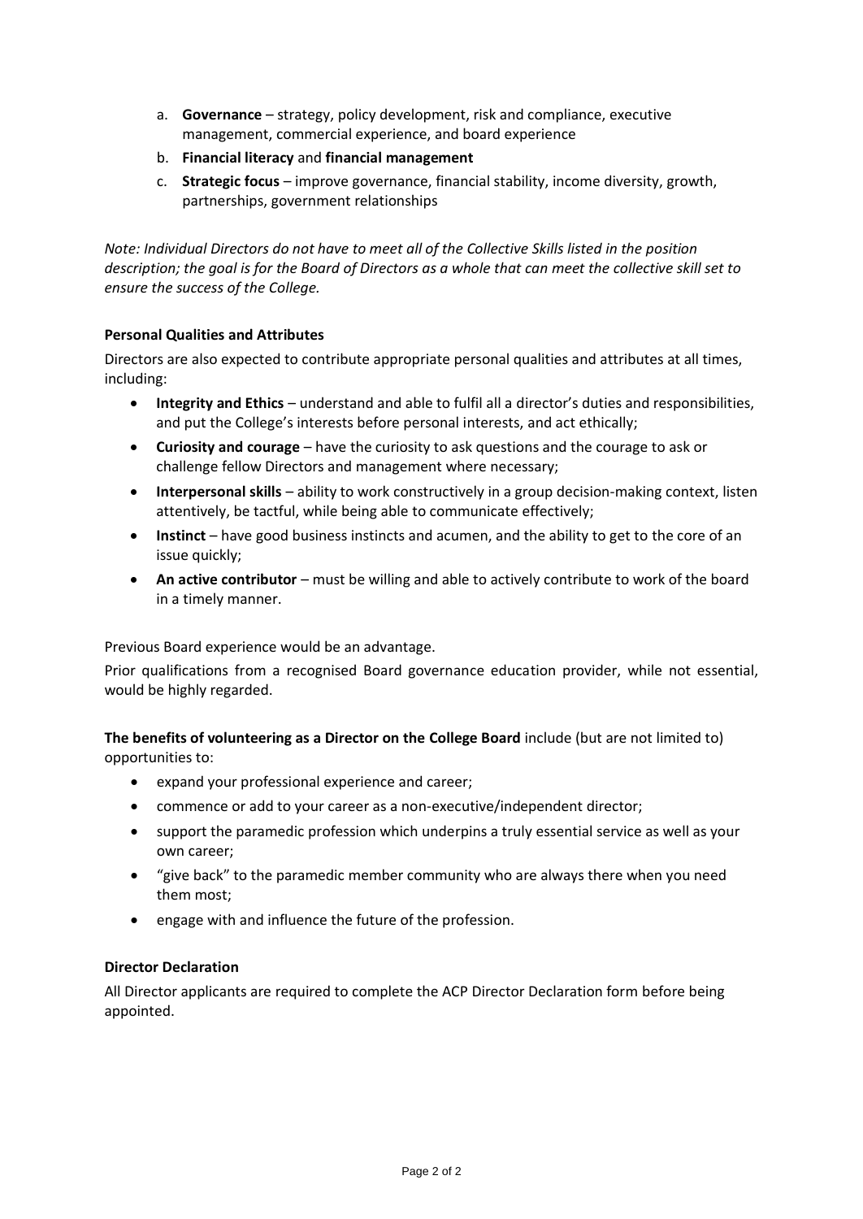a. **Governance** – strategy, policy development, risk and compliance, executive management, commercial experience, and board experience
b. **Financial literacy** and **financial management**
c. **Strategic focus** – improve governance, financial stability, income diversity, growth, partnerships, government relationships

*Note: Individual Directors do not have to meet all of the Collective Skills listed in the position description; the goal is for the Board of Directors as a whole that can meet the collective skill set to ensure the success of the College.*

**Personal Qualities and Attributes**

Directors are also expected to contribute appropriate personal qualities and attributes at all times, including:

- **Integrity and Ethics** – understand and able to fulfil all a director's duties and responsibilities, and put the College's interests before personal interests, and act ethically;
- **Curiosity and courage** – have the curiosity to ask questions and the courage to ask or challenge fellow Directors and management where necessary;
- **Interpersonal skills** – ability to work constructively in a group decision-making context, listen attentively, be tactful, while being able to communicate effectively;
- **Instinct** – have good business instincts and acumen, and the ability to get to the core of an issue quickly;
- **An active contributor** – must be willing and able to actively contribute to work of the board in a timely manner.

Previous Board experience would be an advantage.

Prior qualifications from a recognised Board governance education provider, while not essential, would be highly regarded.

**The benefits of volunteering as a Director on the College Board** include (but are not limited to) opportunities to:

- expand your professional experience and career;
- commence or add to your career as a non-executive/independent director;
- support the paramedic profession which underpins a truly essential service as well as your own career;
- "give back" to the paramedic member community who are always there when you need them most;
- engage with and influence the future of the profession.

**Director Declaration**

All Director applicants are required to complete the ACP Director Declaration form before being appointed.